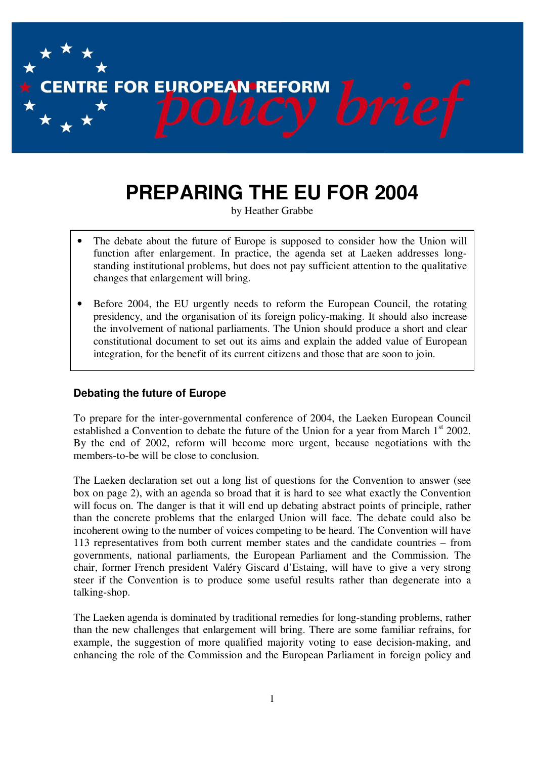CENTRE FOR EUROPEAN REFORM *policy brief*

# PREPARING THE EU FOR 2004

by Heather Grabbe

- The debate about the future of Europe is supposed to consider how the Union will function after enlargement. In practice, the agenda set at Laeken addresses long-standing institutional problems, but does not pay sufficient attention to the qualitative changes that enlargement will bring.

- Before 2004, the EU urgently needs to reform the European Council, the rotating presidency, and the organisation of its foreign policy-making. It should also increase the involvement of national parliaments. The Union should produce a short and clear constitutional document to set out its aims and explain the added value of European integration, for the benefit of its current citizens and those that are soon to join.

### Debating the future of Europe

To prepare for the inter-governmental conference of 2004, the Laeken European Council established a Convention to debate the future of the Union for a year from March 1st 2002. By the end of 2002, reform will become more urgent, because negotiations with the members-to-be will be close to conclusion.

The Laeken declaration set out a long list of questions for the Convention to answer (see box on page 2), with an agenda so broad that it is hard to see what exactly the Convention will focus on. The danger is that it will end up debating abstract points of principle, rather than the concrete problems that the enlarged Union will face. The debate could also be incoherent owing to the number of voices competing to be heard. The Convention will have 113 representatives from both current member states and the candidate countries – from governments, national parliaments, the European Parliament and the Commission. The chair, former French president Valéry Giscard d'Estaing, will have to give a very strong steer if the Convention is to produce some useful results rather than degenerate into a talking-shop.

The Laeken agenda is dominated by traditional remedies for long-standing problems, rather than the new challenges that enlargement will bring. There are some familiar refrains, for example, the suggestion of more qualified majority voting to ease decision-making, and enhancing the role of the Commission and the European Parliament in foreign policy and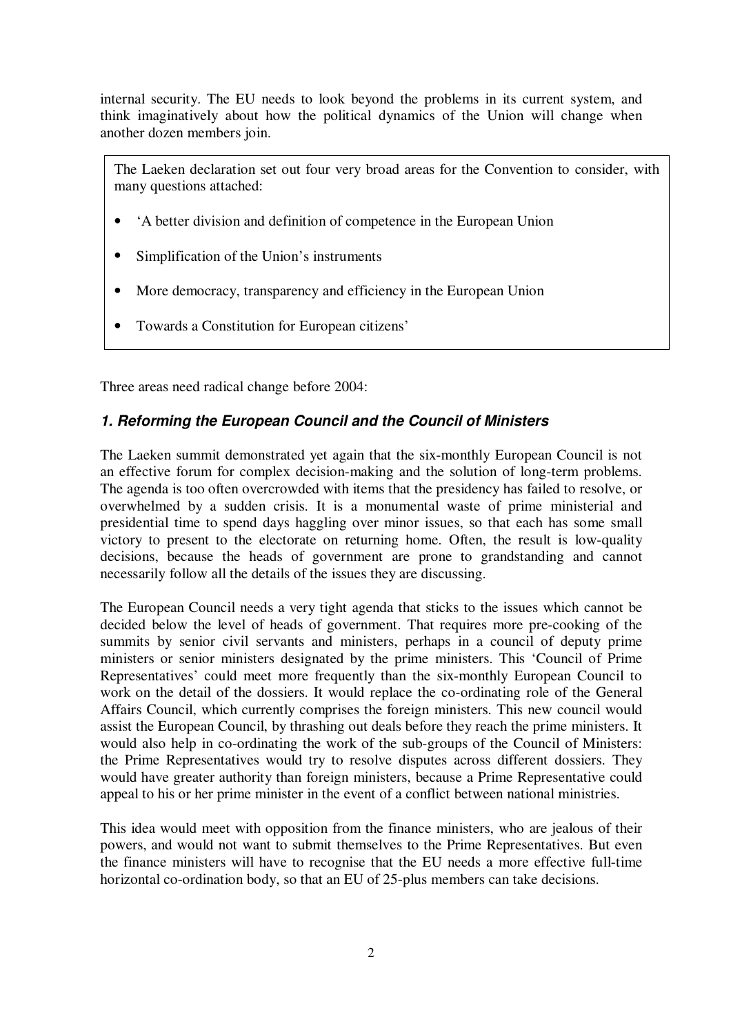internal security. The EU needs to look beyond the problems in its current system, and think imaginatively about how the political dynamics of the Union will change when another dozen members join.

> The Laeken declaration set out four very broad areas for the Convention to consider, with many questions attached:
>
> - 'A better division and definition of competence in the European Union
> - Simplification of the Union's instruments
> - More democracy, transparency and efficiency in the European Union
> - Towards a Constitution for European citizens'

Three areas need radical change before 2004:

### *1. Reforming the European Council and the Council of Ministers*

The Laeken summit demonstrated yet again that the six-monthly European Council is not an effective forum for complex decision-making and the solution of long-term problems. The agenda is too often overcrowded with items that the presidency has failed to resolve, or overwhelmed by a sudden crisis. It is a monumental waste of prime ministerial and presidential time to spend days haggling over minor issues, so that each has some small victory to present to the electorate on returning home. Often, the result is low-quality decisions, because the heads of government are prone to grandstanding and cannot necessarily follow all the details of the issues they are discussing.

The European Council needs a very tight agenda that sticks to the issues which cannot be decided below the level of heads of government. That requires more pre-cooking of the summits by senior civil servants and ministers, perhaps in a council of deputy prime ministers or senior ministers designated by the prime ministers. This 'Council of Prime Representatives' could meet more frequently than the six-monthly European Council to work on the detail of the dossiers. It would replace the co-ordinating role of the General Affairs Council, which currently comprises the foreign ministers. This new council would assist the European Council, by thrashing out deals before they reach the prime ministers. It would also help in co-ordinating the work of the sub-groups of the Council of Ministers: the Prime Representatives would try to resolve disputes across different dossiers. They would have greater authority than foreign ministers, because a Prime Representative could appeal to his or her prime minister in the event of a conflict between national ministries.

This idea would meet with opposition from the finance ministers, who are jealous of their powers, and would not want to submit themselves to the Prime Representatives. But even the finance ministers will have to recognise that the EU needs a more effective full-time horizontal co-ordination body, so that an EU of 25-plus members can take decisions.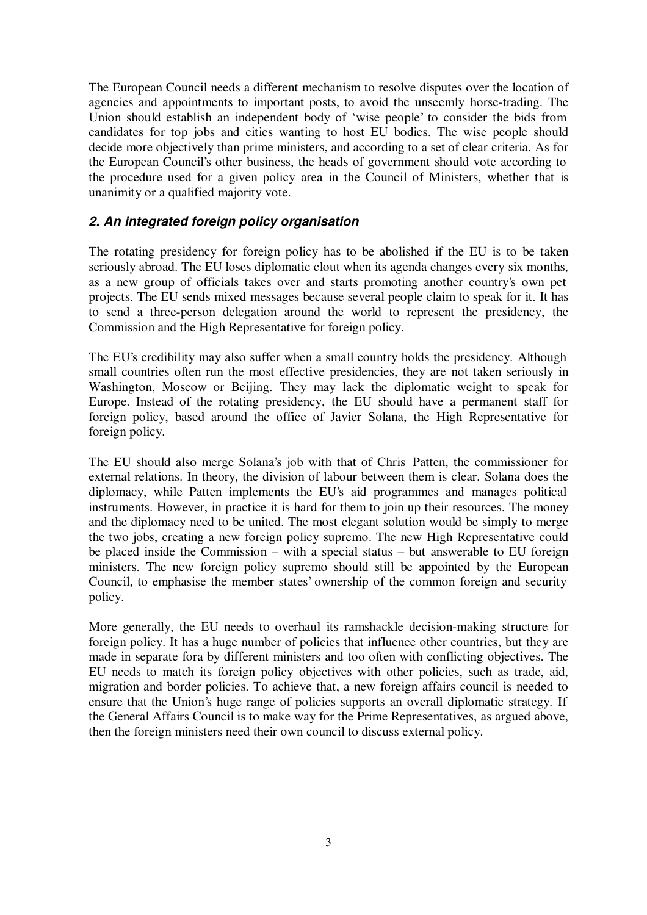The European Council needs a different mechanism to resolve disputes over the location of agencies and appointments to important posts, to avoid the unseemly horse-trading. The Union should establish an independent body of 'wise people' to consider the bids from candidates for top jobs and cities wanting to host EU bodies. The wise people should decide more objectively than prime ministers, and according to a set of clear criteria. As for the European Council's other business, the heads of government should vote according to the procedure used for a given policy area in the Council of Ministers, whether that is unanimity or a qualified majority vote.

### *2. An integrated foreign policy organisation*

The rotating presidency for foreign policy has to be abolished if the EU is to be taken seriously abroad. The EU loses diplomatic clout when its agenda changes every six months, as a new group of officials takes over and starts promoting another country's own pet projects. The EU sends mixed messages because several people claim to speak for it. It has to send a three-person delegation around the world to represent the presidency, the Commission and the High Representative for foreign policy.

The EU's credibility may also suffer when a small country holds the presidency. Although small countries often run the most effective presidencies, they are not taken seriously in Washington, Moscow or Beijing. They may lack the diplomatic weight to speak for Europe. Instead of the rotating presidency, the EU should have a permanent staff for foreign policy, based around the office of Javier Solana, the High Representative for foreign policy.

The EU should also merge Solana's job with that of Chris Patten, the commissioner for external relations. In theory, the division of labour between them is clear. Solana does the diplomacy, while Patten implements the EU's aid programmes and manages political instruments. However, in practice it is hard for them to join up their resources. The money and the diplomacy need to be united. The most elegant solution would be simply to merge the two jobs, creating a new foreign policy supremo. The new High Representative could be placed inside the Commission – with a special status – but answerable to EU foreign ministers. The new foreign policy supremo should still be appointed by the European Council, to emphasise the member states' ownership of the common foreign and security policy.

More generally, the EU needs to overhaul its ramshackle decision-making structure for foreign policy. It has a huge number of policies that influence other countries, but they are made in separate fora by different ministers and too often with conflicting objectives. The EU needs to match its foreign policy objectives with other policies, such as trade, aid, migration and border policies. To achieve that, a new foreign affairs council is needed to ensure that the Union's huge range of policies supports an overall diplomatic strategy. If the General Affairs Council is to make way for the Prime Representatives, as argued above, then the foreign ministers need their own council to discuss external policy.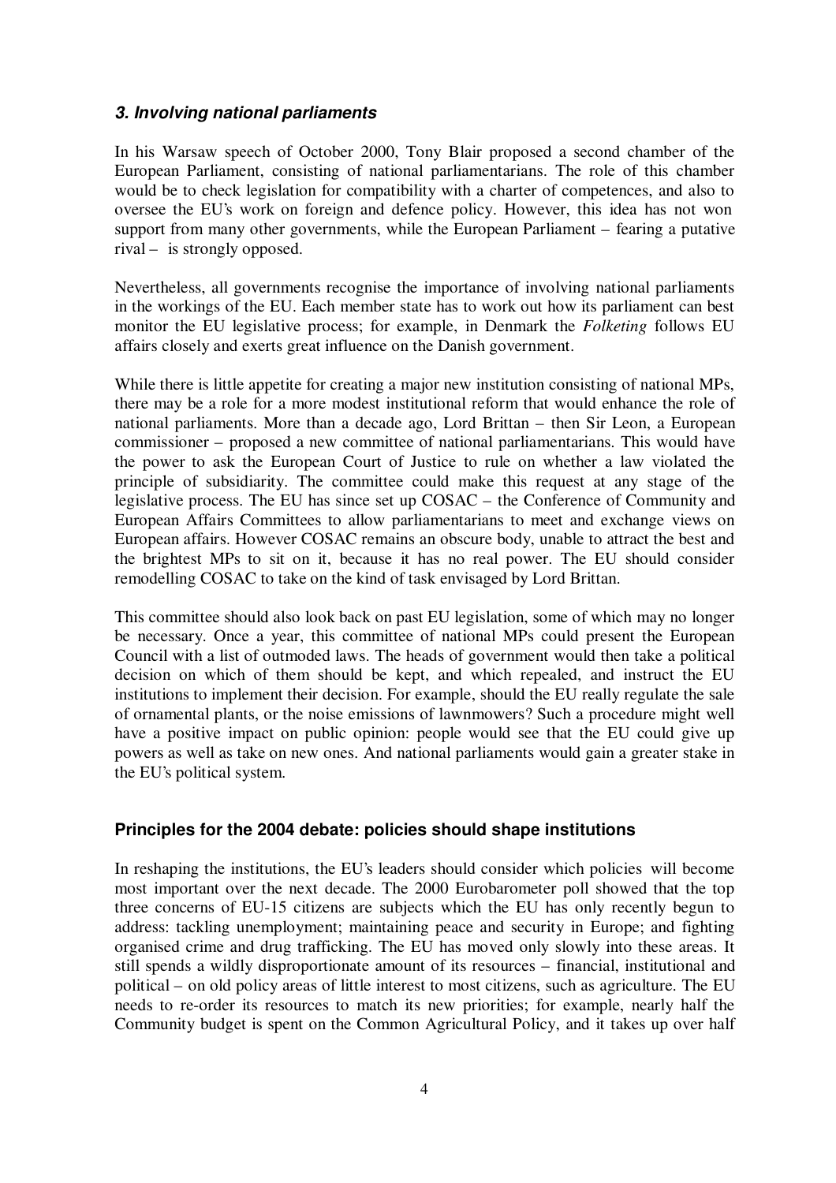### *3. Involving national parliaments*

In his Warsaw speech of October 2000, Tony Blair proposed a second chamber of the European Parliament, consisting of national parliamentarians. The role of this chamber would be to check legislation for compatibility with a charter of competences, and also to oversee the EU's work on foreign and defence policy. However, this idea has not won support from many other governments, while the European Parliament – fearing a putative rival – is strongly opposed.

Nevertheless, all governments recognise the importance of involving national parliaments in the workings of the EU. Each member state has to work out how its parliament can best monitor the EU legislative process; for example, in Denmark the *Folketing* follows EU affairs closely and exerts great influence on the Danish government.

While there is little appetite for creating a major new institution consisting of national MPs, there may be a role for a more modest institutional reform that would enhance the role of national parliaments. More than a decade ago, Lord Brittan – then Sir Leon, a European commissioner – proposed a new committee of national parliamentarians. This would have the power to ask the European Court of Justice to rule on whether a law violated the principle of subsidiarity. The committee could make this request at any stage of the legislative process. The EU has since set up COSAC – the Conference of Community and European Affairs Committees to allow parliamentarians to meet and exchange views on European affairs. However COSAC remains an obscure body, unable to attract the best and the brightest MPs to sit on it, because it has no real power. The EU should consider remodelling COSAC to take on the kind of task envisaged by Lord Brittan.

This committee should also look back on past EU legislation, some of which may no longer be necessary. Once a year, this committee of national MPs could present the European Council with a list of outmoded laws. The heads of government would then take a political decision on which of them should be kept, and which repealed, and instruct the EU institutions to implement their decision. For example, should the EU really regulate the sale of ornamental plants, or the noise emissions of lawnmowers? Such a procedure might well have a positive impact on public opinion: people would see that the EU could give up powers as well as take on new ones. And national parliaments would gain a greater stake in the EU's political system.

## Principles for the 2004 debate: policies should shape institutions

In reshaping the institutions, the EU's leaders should consider which policies will become most important over the next decade. The 2000 Eurobarometer poll showed that the top three concerns of EU-15 citizens are subjects which the EU has only recently begun to address: tackling unemployment; maintaining peace and security in Europe; and fighting organised crime and drug trafficking. The EU has moved only slowly into these areas. It still spends a wildly disproportionate amount of its resources – financial, institutional and political – on old policy areas of little interest to most citizens, such as agriculture. The EU needs to re-order its resources to match its new priorities; for example, nearly half the Community budget is spent on the Common Agricultural Policy, and it takes up over half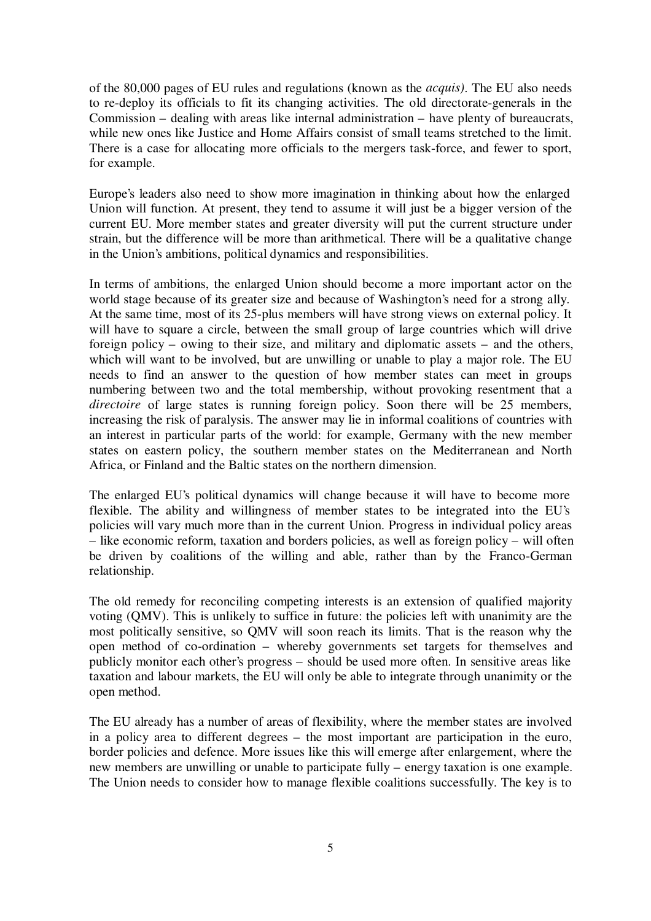of the 80,000 pages of EU rules and regulations (known as the *acquis)*. The EU also needs to re-deploy its officials to fit its changing activities. The old directorate-generals in the Commission – dealing with areas like internal administration – have plenty of bureaucrats, while new ones like Justice and Home Affairs consist of small teams stretched to the limit. There is a case for allocating more officials to the mergers task-force, and fewer to sport, for example.

Europe's leaders also need to show more imagination in thinking about how the enlarged Union will function. At present, they tend to assume it will just be a bigger version of the current EU. More member states and greater diversity will put the current structure under strain, but the difference will be more than arithmetical. There will be a qualitative change in the Union's ambitions, political dynamics and responsibilities.

In terms of ambitions, the enlarged Union should become a more important actor on the world stage because of its greater size and because of Washington's need for a strong ally. At the same time, most of its 25-plus members will have strong views on external policy. It will have to square a circle, between the small group of large countries which will drive foreign policy – owing to their size, and military and diplomatic assets – and the others, which will want to be involved, but are unwilling or unable to play a major role. The EU needs to find an answer to the question of how member states can meet in groups numbering between two and the total membership, without provoking resentment that a *directoire* of large states is running foreign policy. Soon there will be 25 members, increasing the risk of paralysis. The answer may lie in informal coalitions of countries with an interest in particular parts of the world: for example, Germany with the new member states on eastern policy, the southern member states on the Mediterranean and North Africa, or Finland and the Baltic states on the northern dimension.

The enlarged EU's political dynamics will change because it will have to become more flexible. The ability and willingness of member states to be integrated into the EU's policies will vary much more than in the current Union. Progress in individual policy areas – like economic reform, taxation and borders policies, as well as foreign policy – will often be driven by coalitions of the willing and able, rather than by the Franco-German relationship.

The old remedy for reconciling competing interests is an extension of qualified majority voting (QMV). This is unlikely to suffice in future: the policies left with unanimity are the most politically sensitive, so QMV will soon reach its limits. That is the reason why the open method of co-ordination – whereby governments set targets for themselves and publicly monitor each other's progress – should be used more often. In sensitive areas like taxation and labour markets, the EU will only be able to integrate through unanimity or the open method.

The EU already has a number of areas of flexibility, where the member states are involved in a policy area to different degrees – the most important are participation in the euro, border policies and defence. More issues like this will emerge after enlargement, where the new members are unwilling or unable to participate fully – energy taxation is one example. The Union needs to consider how to manage flexible coalitions successfully. The key is to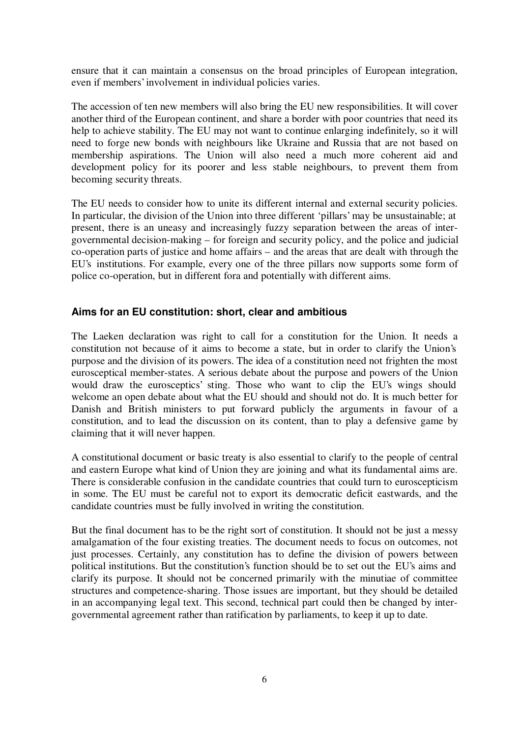ensure that it can maintain a consensus on the broad principles of European integration, even if members' involvement in individual policies varies.

The accession of ten new members will also bring the EU new responsibilities. It will cover another third of the European continent, and share a border with poor countries that need its help to achieve stability. The EU may not want to continue enlarging indefinitely, so it will need to forge new bonds with neighbours like Ukraine and Russia that are not based on membership aspirations. The Union will also need a much more coherent aid and development policy for its poorer and less stable neighbours, to prevent them from becoming security threats.

The EU needs to consider how to unite its different internal and external security policies. In particular, the division of the Union into three different 'pillars' may be unsustainable; at present, there is an uneasy and increasingly fuzzy separation between the areas of inter-governmental decision-making – for foreign and security policy, and the police and judicial co-operation parts of justice and home affairs – and the areas that are dealt with through the EU's institutions. For example, every one of the three pillars now supports some form of police co-operation, but in different fora and potentially with different aims.

## Aims for an EU constitution: short, clear and ambitious

The Laeken declaration was right to call for a constitution for the Union. It needs a constitution not because of it aims to become a state, but in order to clarify the Union's purpose and the division of its powers. The idea of a constitution need not frighten the most eurosceptical member-states. A serious debate about the purpose and powers of the Union would draw the eurosceptics' sting. Those who want to clip the EU's wings should welcome an open debate about what the EU should and should not do. It is much better for Danish and British ministers to put forward publicly the arguments in favour of a constitution, and to lead the discussion on its content, than to play a defensive game by claiming that it will never happen.

A constitutional document or basic treaty is also essential to clarify to the people of central and eastern Europe what kind of Union they are joining and what its fundamental aims are. There is considerable confusion in the candidate countries that could turn to euroscepticism in some. The EU must be careful not to export its democratic deficit eastwards, and the candidate countries must be fully involved in writing the constitution.

But the final document has to be the right sort of constitution. It should not be just a messy amalgamation of the four existing treaties. The document needs to focus on outcomes, not just processes. Certainly, any constitution has to define the division of powers between political institutions. But the constitution's function should be to set out the EU's aims and clarify its purpose. It should not be concerned primarily with the minutiae of committee structures and competence-sharing. Those issues are important, but they should be detailed in an accompanying legal text. This second, technical part could then be changed by inter-governmental agreement rather than ratification by parliaments, to keep it up to date.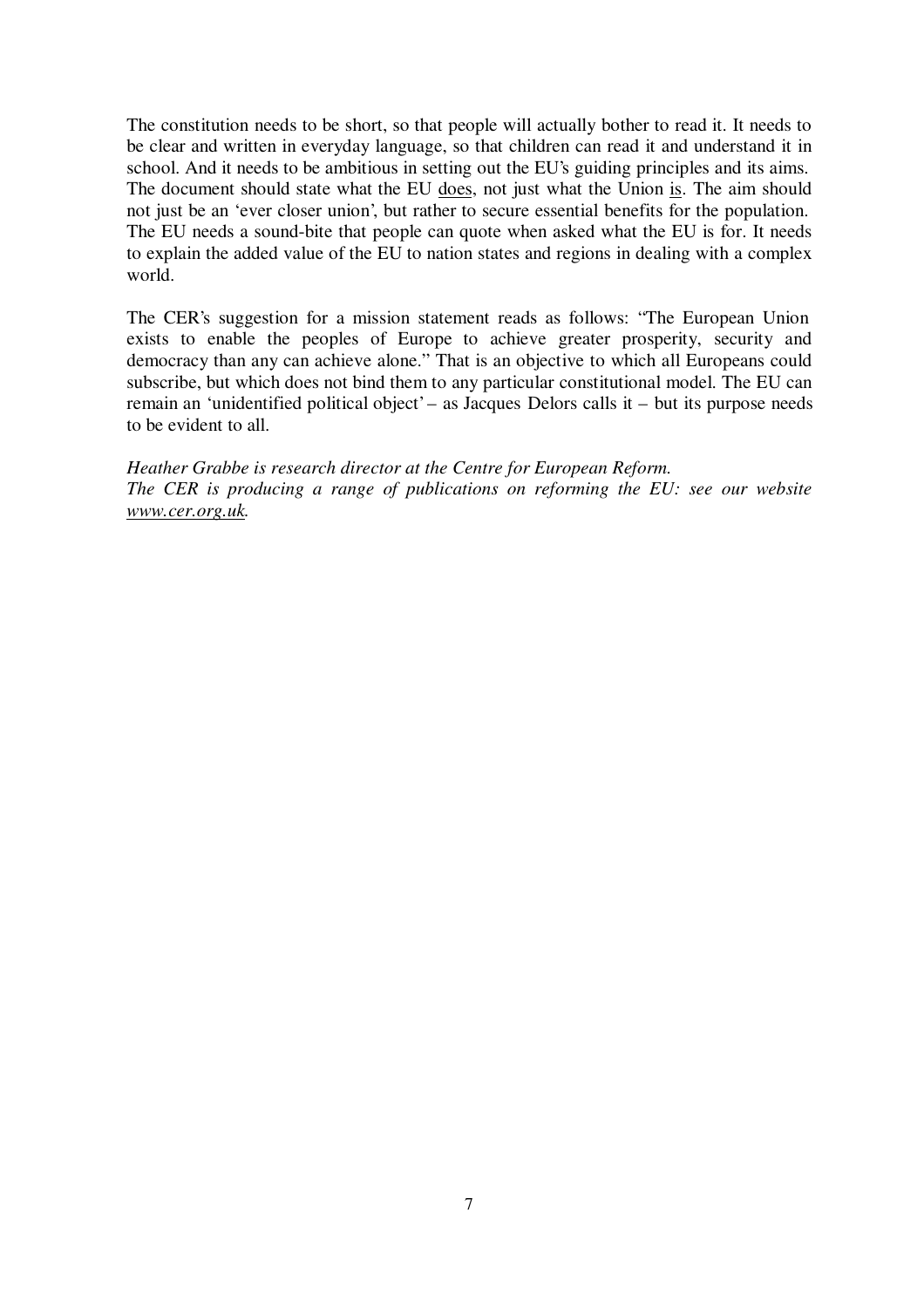The constitution needs to be short, so that people will actually bother to read it. It needs to be clear and written in everyday language, so that children can read it and understand it in school. And it needs to be ambitious in setting out the EU's guiding principles and its aims. The document should state what the EU <u>does</u>, not just what the Union <u>is</u>. The aim should not just be an 'ever closer union', but rather to secure essential benefits for the population. The EU needs a sound-bite that people can quote when asked what the EU is for. It needs to explain the added value of the EU to nation states and regions in dealing with a complex world.

The CER's suggestion for a mission statement reads as follows: "The European Union exists to enable the peoples of Europe to achieve greater prosperity, security and democracy than any can achieve alone." That is an objective to which all Europeans could subscribe, but which does not bind them to any particular constitutional model. The EU can remain an 'unidentified political object' – as Jacques Delors calls it – but its purpose needs to be evident to all.

*Heather Grabbe is research director at the Centre for European Reform.*
*The CER is producing a range of publications on reforming the EU: see our website <u>www.cer.org.uk</u>.*